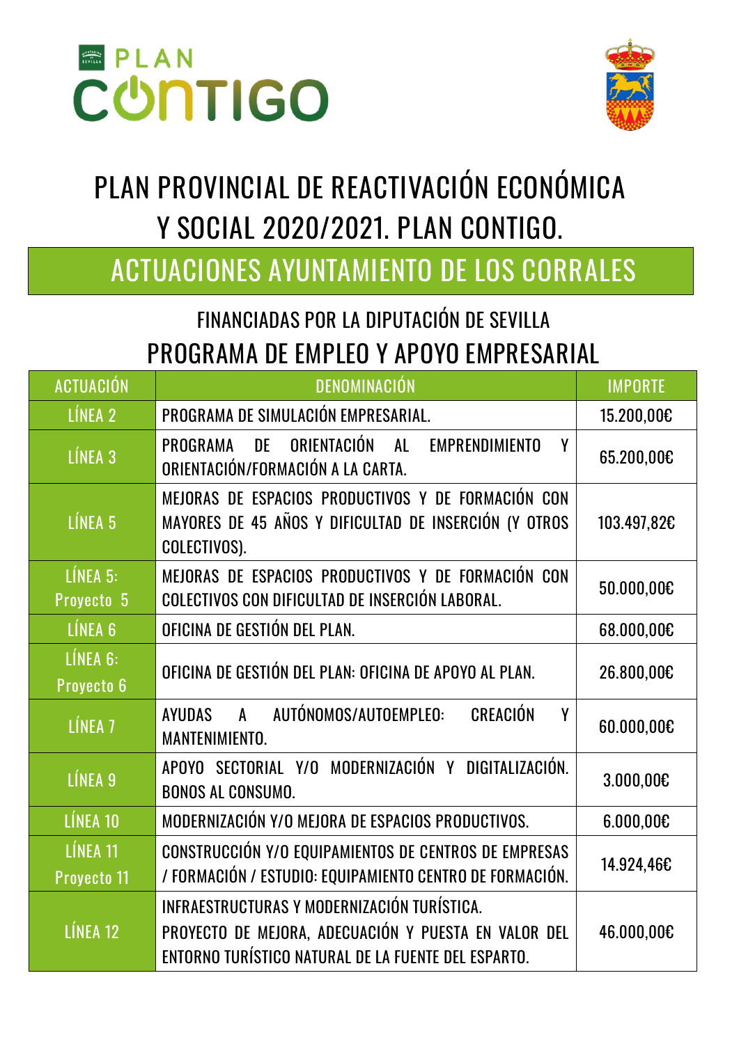# PLAN PROVINCIAL DE REACTIVACIÓN ECONÓMICA Y SOCIAL 2020/2021. PLAN CONTIGO.

## ACTUACIONES AYUNTAMIENTO DE LOS CORRALES

### FINANCIADAS POR LA DIPUTACIÓN DE SEVILLA

## PROGRAMA DE EMPLEO Y APOYO EMPRESARIAL

| ACTUACIÓN | DENOMINACIÓN | IMPORTE |
| --- | --- | --- |
| LÍNEA 2 | PROGRAMA DE SIMULACIÓN EMPRESARIAL. | 15.200,00€ |
| LÍNEA 3 | PROGRAMA DE ORIENTACIÓN AL EMPRENDIMIENTO Y ORIENTACIÓN/FORMACIÓN A LA CARTA. | 65.200,00€ |
| LÍNEA 5 | MEJORAS DE ESPACIOS PRODUCTIVOS Y DE FORMACIÓN CON MAYORES DE 45 AÑOS Y DIFICULTAD DE INSERCIÓN (Y OTROS COLECTIVOS). | 103.497,82€ |
| LÍNEA 5: Proyecto 5 | MEJORAS DE ESPACIOS PRODUCTIVOS Y DE FORMACIÓN CON COLECTIVOS CON DIFICULTAD DE INSERCIÓN LABORAL. | 50.000,00€ |
| LÍNEA 6 | OFICINA DE GESTIÓN DEL PLAN. | 68.000,00€ |
| LÍNEA 6: Proyecto 6 | OFICINA DE GESTIÓN DEL PLAN: OFICINA DE APOYO AL PLAN. | 26.800,00€ |
| LÍNEA 7 | AYUDAS A AUTÓNOMOS/AUTOEMPLEO: CREACIÓN Y MANTENIMIENTO. | 60.000,00€ |
| LÍNEA 9 | APOYO SECTORIAL Y/O MODERNIZACIÓN Y DIGITALIZACIÓN. BONOS AL CONSUMO. | 3.000,00€ |
| LÍNEA 10 | MODERNIZACIÓN Y/O MEJORA DE ESPACIOS PRODUCTIVOS. | 6.000,00€ |
| LÍNEA 11 Proyecto 11 | CONSTRUCCIÓN Y/O EQUIPAMIENTOS DE CENTROS DE EMPRESAS / FORMACIÓN / ESTUDIO: EQUIPAMIENTO CENTRO DE FORMACIÓN. | 14.924,46€ |
| LÍNEA 12 | INFRAESTRUCTURAS Y MODERNIZACIÓN TURÍSTICA. PROYECTO DE MEJORA, ADECUACIÓN Y PUESTA EN VALOR DEL ENTORNO TURÍSTICO NATURAL DE LA FUENTE DEL ESPARTO. | 46.000,00€ |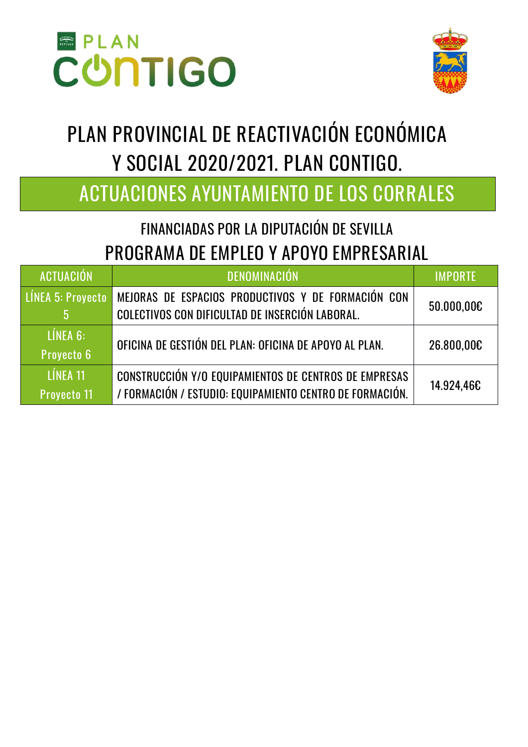# PLAN PROVINCIAL DE REACTIVACIÓN ECONÓMICA Y SOCIAL 2020/2021. PLAN CONTIGO.

## ACTUACIONES AYUNTAMIENTO DE LOS CORRALES

### FINANCIADAS POR LA DIPUTACIÓN DE SEVILLA

## PROGRAMA DE EMPLEO Y APOYO EMPRESARIAL

| ACTUACIÓN | DENOMINACIÓN | IMPORTE |
| --- | --- | --- |
| LÍNEA 5: Proyecto 5 | MEJORAS DE ESPACIOS PRODUCTIVOS Y DE FORMACIÓN CON COLECTIVOS CON DIFICULTAD DE INSERCIÓN LABORAL. | 50.000,00€ |
| LÍNEA 6: Proyecto 6 | OFICINA DE GESTIÓN DEL PLAN: OFICINA DE APOYO AL PLAN. | 26.800,00€ |
| LÍNEA 11 Proyecto 11 | CONSTRUCCIÓN Y/O EQUIPAMIENTOS DE CENTROS DE EMPRESAS / FORMACIÓN / ESTUDIO: EQUIPAMIENTO CENTRO DE FORMACIÓN. | 14.924,46€ |